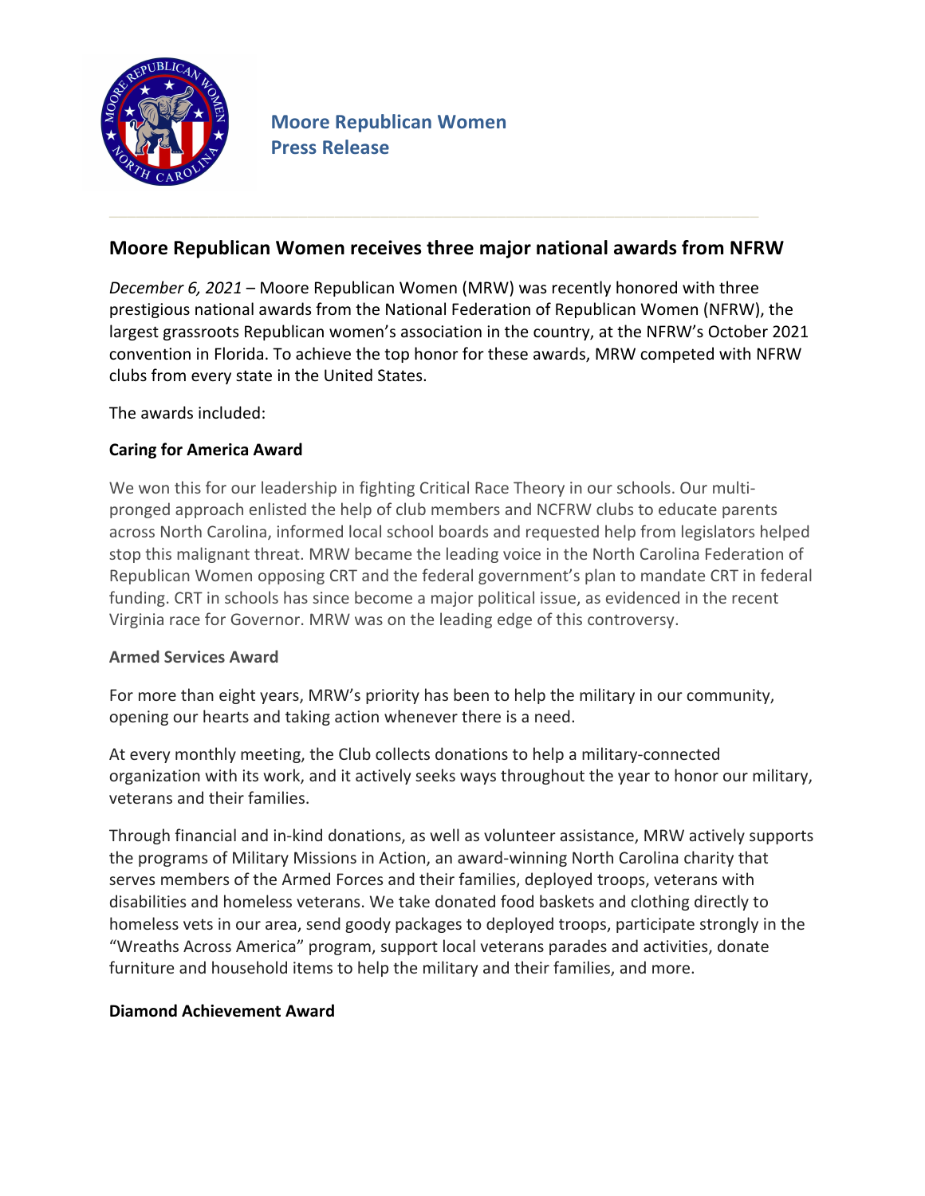**Moore Republican Women**
**Press Release**

## Moore Republican Women receives three major national awards from NFRW

*December 6, 2021* – Moore Republican Women (MRW) was recently honored with three prestigious national awards from the National Federation of Republican Women (NFRW), the largest grassroots Republican women's association in the country, at the NFRW's October 2021 convention in Florida. To achieve the top honor for these awards, MRW competed with NFRW clubs from every state in the United States.

The awards included:

### Caring for America Award

We won this for our leadership in fighting Critical Race Theory in our schools. Our multi-pronged approach enlisted the help of club members and NCFRW clubs to educate parents across North Carolina, informed local school boards and requested help from legislators helped stop this malignant threat. MRW became the leading voice in the North Carolina Federation of Republican Women opposing CRT and the federal government's plan to mandate CRT in federal funding. CRT in schools has since become a major political issue, as evidenced in the recent Virginia race for Governor. MRW was on the leading edge of this controversy.

### Armed Services Award

For more than eight years, MRW's priority has been to help the military in our community, opening our hearts and taking action whenever there is a need.

At every monthly meeting, the Club collects donations to help a military-connected organization with its work, and it actively seeks ways throughout the year to honor our military, veterans and their families.

Through financial and in-kind donations, as well as volunteer assistance, MRW actively supports the programs of Military Missions in Action, an award-winning North Carolina charity that serves members of the Armed Forces and their families, deployed troops, veterans with disabilities and homeless veterans. We take donated food baskets and clothing directly to homeless vets in our area, send goody packages to deployed troops, participate strongly in the "Wreaths Across America" program, support local veterans parades and activities, donate furniture and household items to help the military and their families, and more.

### Diamond Achievement Award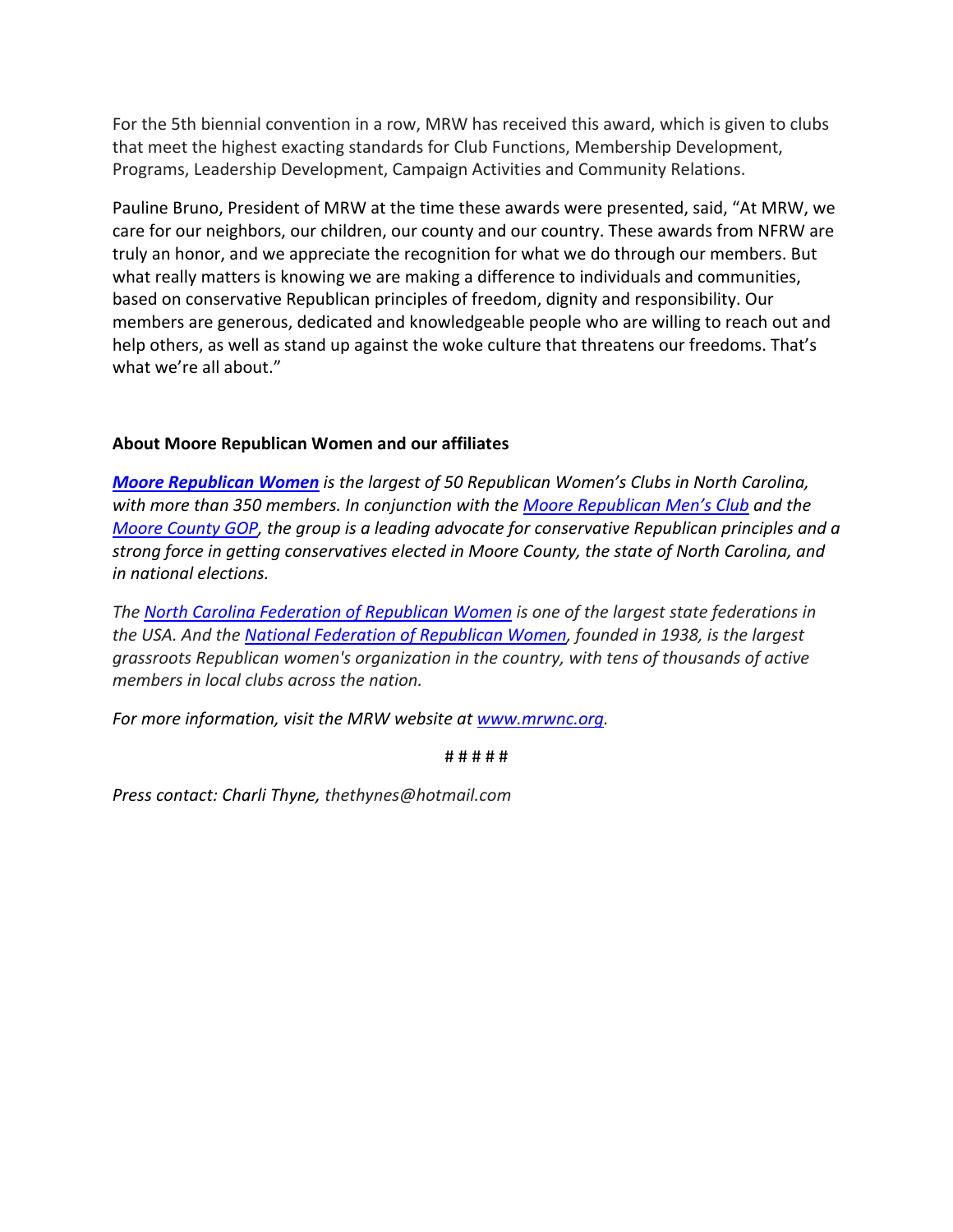For the 5th biennial convention in a row, MRW has received this award, which is given to clubs that meet the highest exacting standards for Club Functions, Membership Development, Programs, Leadership Development, Campaign Activities and Community Relations.

Pauline Bruno, President of MRW at the time these awards were presented, said, "At MRW, we care for our neighbors, our children, our county and our country. These awards from NFRW are truly an honor, and we appreciate the recognition for what we do through our members. But what really matters is knowing we are making a difference to individuals and communities, based on conservative Republican principles of freedom, dignity and responsibility. Our members are generous, dedicated and knowledgeable people who are willing to reach out and help others, as well as stand up against the woke culture that threatens our freedoms. That's what we're all about."

**About Moore Republican Women and our affiliates**

*__Moore Republican Women__ is the largest of 50 Republican Women's Clubs in North Carolina, with more than 350 members. In conjunction with the Moore Republican Men's Club and the Moore County GOP, the group is a leading advocate for conservative Republican principles and a strong force in getting conservatives elected in Moore County, the state of North Carolina, and in national elections.*

*The North Carolina Federation of Republican Women is one of the largest state federations in the USA. And the National Federation of Republican Women, founded in 1938, is the largest grassroots Republican women's organization in the country, with tens of thousands of active members in local clubs across the nation.*

*For more information, visit the MRW website at www.mrwnc.org.*

# # # # #

*Press contact: Charli Thyne, thethynes@hotmail.com*